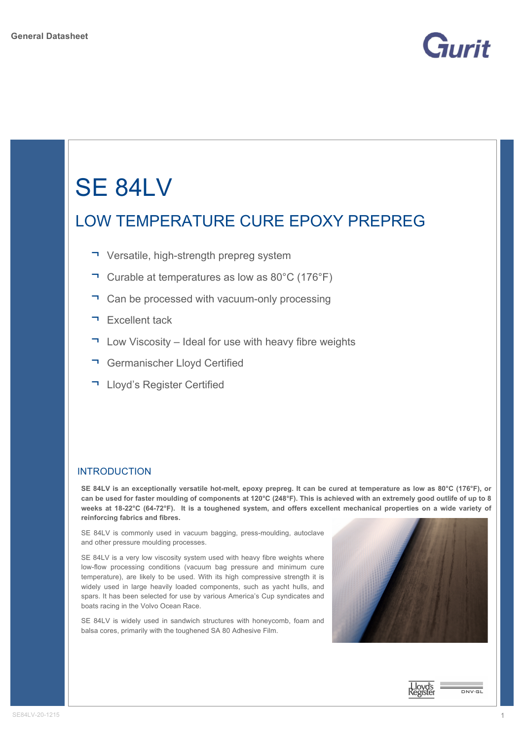General Datasheet

# SE 84LV

## LOW TEMPERATURE CURE EPOXY PREPREG

- Versatile, high-strength prepreg system
- Curable at temperatures as low as 80°C (176°F)
- Can be processed with vacuum-only processing
- Excellent tack
- Low Viscosity – Ideal for use with heavy fibre weights
- Germanischer Lloyd Certified
- Lloyd's Register Certified

## INTRODUCTION

**SE 84LV is an exceptionally versatile hot-melt, epoxy prepreg. It can be cured at temperature as low as 80°C (176°F), or can be used for faster moulding of components at 120°C (248°F). This is achieved with an extremely good outlife of up to 8 weeks at 18-22°C (64-72°F). It is a toughened system, and offers excellent mechanical properties on a wide variety of reinforcing fabrics and fibres.**

SE 84LV is commonly used in vacuum bagging, press-moulding, autoclave and other pressure moulding processes.

SE 84LV is a very low viscosity system used with heavy fibre weights where low-flow processing conditions (vacuum bag pressure and minimum cure temperature), are likely to be used. With its high compressive strength it is widely used in large heavily loaded components, such as yacht hulls, and spars. It has been selected for use by various America's Cup syndicates and boats racing in the Volvo Ocean Race.

SE 84LV is widely used in sandwich structures with honeycomb, foam and balsa cores, primarily with the toughened SA 80 Adhesive Film.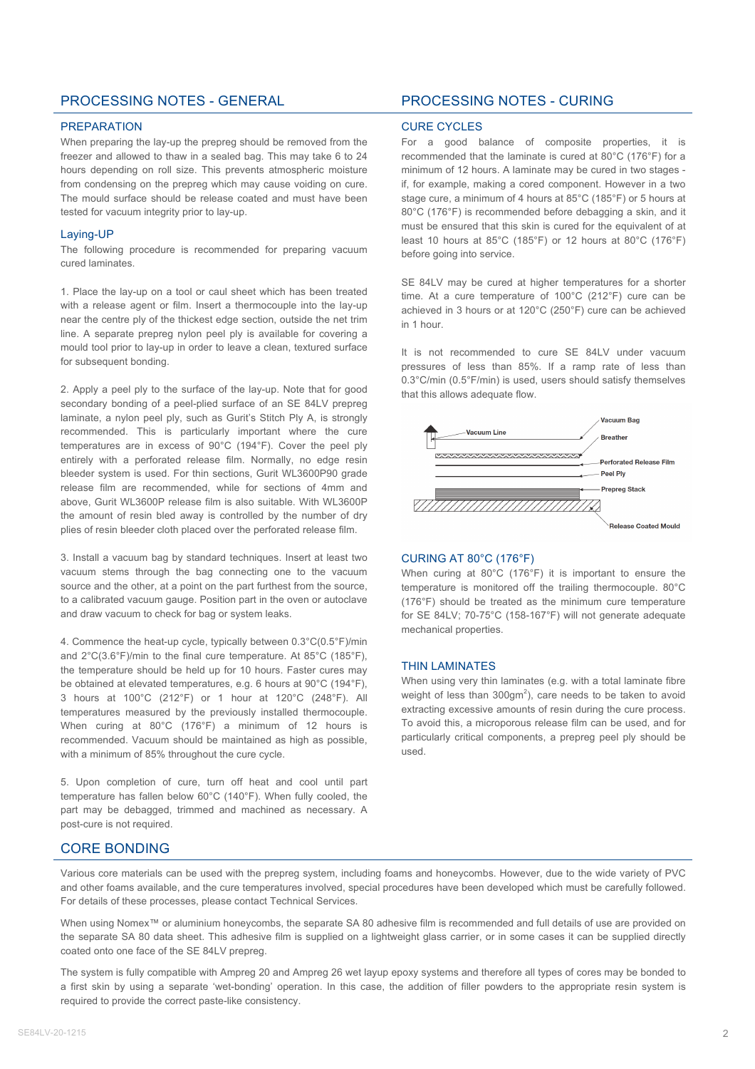## PROCESSING NOTES - GENERAL

### PREPARATION

When preparing the lay-up the prepreg should be removed from the freezer and allowed to thaw in a sealed bag. This may take 6 to 24 hours depending on roll size. This prevents atmospheric moisture from condensing on the prepreg which may cause voiding on cure. The mould surface should be release coated and must have been tested for vacuum integrity prior to lay-up.

### Laying-UP

The following procedure is recommended for preparing vacuum cured laminates.

1. Place the lay-up on a tool or caul sheet which has been treated with a release agent or film. Insert a thermocouple into the lay-up near the centre ply of the thickest edge section, outside the net trim line. A separate prepreg nylon peel ply is available for covering a mould tool prior to lay-up in order to leave a clean, textured surface for subsequent bonding.

2. Apply a peel ply to the surface of the lay-up. Note that for good secondary bonding of a peel-plied surface of an SE 84LV prepreg laminate, a nylon peel ply, such as Gurit's Stitch Ply A, is strongly recommended. This is particularly important where the cure temperatures are in excess of 90°C (194°F). Cover the peel ply entirely with a perforated release film. Normally, no edge resin bleeder system is used. For thin sections, Gurit WL3600P90 grade release film are recommended, while for sections of 4mm and above, Gurit WL3600P release film is also suitable. With WL3600P the amount of resin bled away is controlled by the number of dry plies of resin bleeder cloth placed over the perforated release film.

3. Install a vacuum bag by standard techniques. Insert at least two vacuum stems through the bag connecting one to the vacuum source and the other, at a point on the part furthest from the source, to a calibrated vacuum gauge. Position part in the oven or autoclave and draw vacuum to check for bag or system leaks.

4. Commence the heat-up cycle, typically between 0.3°C(0.5°F)/min and 2°C(3.6°F)/min to the final cure temperature. At 85°C (185°F), the temperature should be held up for 10 hours. Faster cures may be obtained at elevated temperatures, e.g. 6 hours at 90°C (194°F), 3 hours at 100°C (212°F) or 1 hour at 120°C (248°F). All temperatures measured by the previously installed thermocouple. When curing at 80°C (176°F) a minimum of 12 hours is recommended. Vacuum should be maintained as high as possible, with a minimum of 85% throughout the cure cycle.

5. Upon completion of cure, turn off heat and cool until part temperature has fallen below 60°C (140°F). When fully cooled, the part may be debagged, trimmed and machined as necessary. A post-cure is not required.

## PROCESSING NOTES - CURING

### CURE CYCLES

For a good balance of composite properties, it is recommended that the laminate is cured at 80°C (176°F) for a minimum of 12 hours. A laminate may be cured in two stages - if, for example, making a cored component. However in a two stage cure, a minimum of 4 hours at 85°C (185°F) or 5 hours at 80°C (176°F) is recommended before debagging a skin, and it must be ensured that this skin is cured for the equivalent of at least 10 hours at 85°C (185°F) or 12 hours at 80°C (176°F) before going into service.

SE 84LV may be cured at higher temperatures for a shorter time. At a cure temperature of 100°C (212°F) cure can be achieved in 3 hours or at 120°C (250°F) cure can be achieved in 1 hour.

It is not recommended to cure SE 84LV under vacuum pressures of less than 85%. If a ramp rate of less than 0.3°C/min (0.5°F/min) is used, users should satisfy themselves that this allows adequate flow.

Vacuum Line | Vacuum Bag | Breather | Perforated Release Film | Peel Ply | Prepreg Stack | Release Coated Mould

### CURING AT 80°C (176°F)

When curing at 80°C (176°F) it is important to ensure the temperature is monitored off the trailing thermocouple. 80°C (176°F) should be treated as the minimum cure temperature for SE 84LV; 70-75°C (158-167°F) will not generate adequate mechanical properties.

### THIN LAMINATES

When using very thin laminates (e.g. with a total laminate fibre weight of less than 300gm$^2$), care needs to be taken to avoid extracting excessive amounts of resin during the cure process. To avoid this, a microporous release film can be used, and for particularly critical components, a prepreg peel ply should be used.

## CORE BONDING

Various core materials can be used with the prepreg system, including foams and honeycombs. However, due to the wide variety of PVC and other foams available, and the cure temperatures involved, special procedures have been developed which must be carefully followed. For details of these processes, please contact Technical Services.

When using Nomex™ or aluminium honeycombs, the separate SA 80 adhesive film is recommended and full details of use are provided on the separate SA 80 data sheet. This adhesive film is supplied on a lightweight glass carrier, or in some cases it can be supplied directly coated onto one face of the SE 84LV prepreg.

The system is fully compatible with Ampreg 20 and Ampreg 26 wet layup epoxy systems and therefore all types of cores may be bonded to a first skin by using a separate 'wet-bonding' operation. In this case, the addition of filler powders to the appropriate resin system is required to provide the correct paste-like consistency.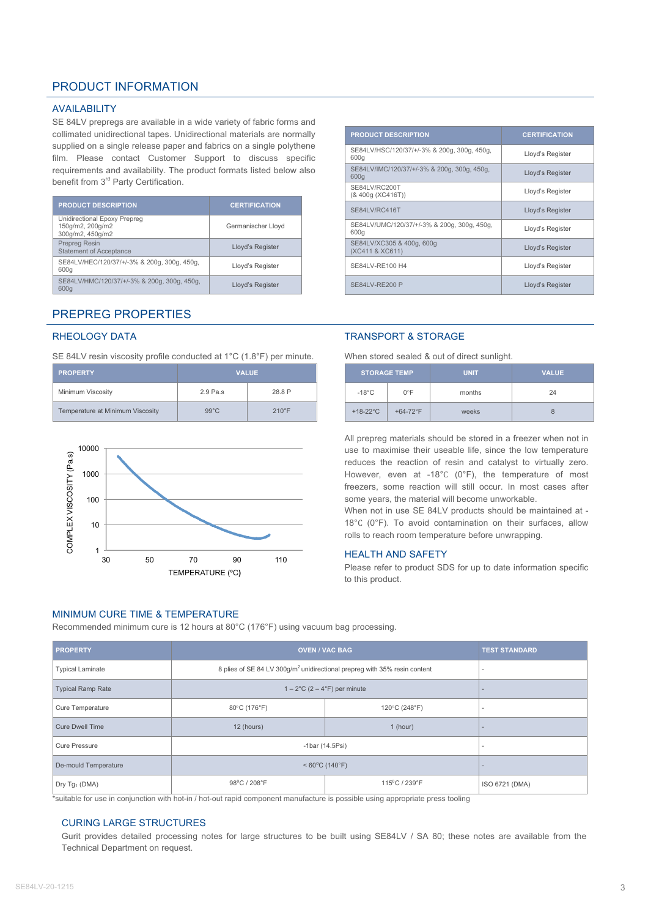# PRODUCT INFORMATION

## AVAILABILITY

SE 84LV prepregs are available in a wide variety of fabric forms and collimated unidirectional tapes. Unidirectional materials are normally supplied on a single release paper and fabrics on a single polythene film. Please contact Customer Support to discuss specific requirements and availability. The product formats listed below also benefit from 3rd Party Certification.

| PRODUCT DESCRIPTION | CERTIFICATION |
|---|---|
| Unidirectional Epoxy Prepreg 150g/m2, 200g/m2 300g/m2, 450g/m2 | Germanischer Lloyd |
| Prepreg Resin Statement of Acceptance | Lloyd's Register |
| SE84LV/HEC/120/37/+/-3% & 200g, 300g, 450g, 600g | Lloyd's Register |
| SE84LV/HMC/120/37/+/-3% & 200g, 300g, 450g, 600g | Lloyd's Register |

| PRODUCT DESCRIPTION | CERTIFICATION |
|---|---|
| SE84LV/HSC/120/37/+/-3% & 200g, 300g, 450g, 600g | Lloyd's Register |
| SE84LV/IMC/120/37/+/-3% & 200g, 300g, 450g, 600g | Lloyd's Register |
| SE84LV/RC200T (& 400g (XC416T)) | Lloyd's Register |
| SE84LV/RC416T | Lloyd's Register |
| SE84LV/UMC/120/37/+/-3% & 200g, 300g, 450g, 600g | Lloyd's Register |
| SE84LV/XC305 & 400g, 600g (XC411 & XC611) | Lloyd's Register |
| SE84LV-RE100 H4 | Lloyd's Register |
| SE84LV-RE200 P | Lloyd's Register |

# PREPREG PROPERTIES

## RHEOLOGY DATA

SE 84LV resin viscosity profile conducted at 1°C (1.8°F) per minute.

| PROPERTY | VALUE | |
|---|---|---|
| Minimum Viscosity | 2.9 Pa.s | 28.8 P |
| Temperature at Minimum Viscosity | 99°C | 210°F |

## TRANSPORT & STORAGE

When stored sealed & out of direct sunlight.

| STORAGE TEMP | | UNIT | VALUE |
|---|---|---|---|
| -18°C | 0°F | months | 24 |
| +18-22°C | +64-72°F | weeks | 8 |

All prepreg materials should be stored in a freezer when not in use to maximise their useable life, since the low temperature reduces the reaction of resin and catalyst to virtually zero. However, even at -18°C (0°F), the temperature of most freezers, some reaction will still occur. In most cases after some years, the material will become unworkable.

When not in use SE 84LV products should be maintained at -18°C (0°F). To avoid contamination on their surfaces, allow rolls to reach room temperature before unwrapping.

## HEALTH AND SAFETY

Please refer to product SDS for up to date information specific to this product.

## MINIMUM CURE TIME & TEMPERATURE

Recommended minimum cure is 12 hours at 80°C (176°F) using vacuum bag processing.

| PROPERTY | OVEN / VAC BAG | | TEST STANDARD |
|---|---|---|---|
| Typical Laminate | 8 plies of SE 84 LV 300g/m$^2$ unidirectional prepreg with 35% resin content | | - |
| Typical Ramp Rate | 1 – 2°C (2 – 4°F) per minute | | - |
| Cure Temperature | 80°C (176°F) | 120°C (248°F) | - |
| Cure Dwell Time | 12 (hours) | 1 (hour) | - |
| Cure Pressure | -1bar (14.5Psi) | | - |
| De-mould Temperature | < 60°C (140°F) | | - |
| Dry $Tg_1$ (DMA) | 98°C / 208°F | 115°C / 239°F | ISO 6721 (DMA) |

*suitable for use in conjunction with hot-in / hot-out rapid component manufacture is possible using appropriate press tooling

## CURING LARGE STRUCTURES

Gurit provides detailed processing notes for large structures to be built using SE84LV / SA 80; these notes are available from the Technical Department on request.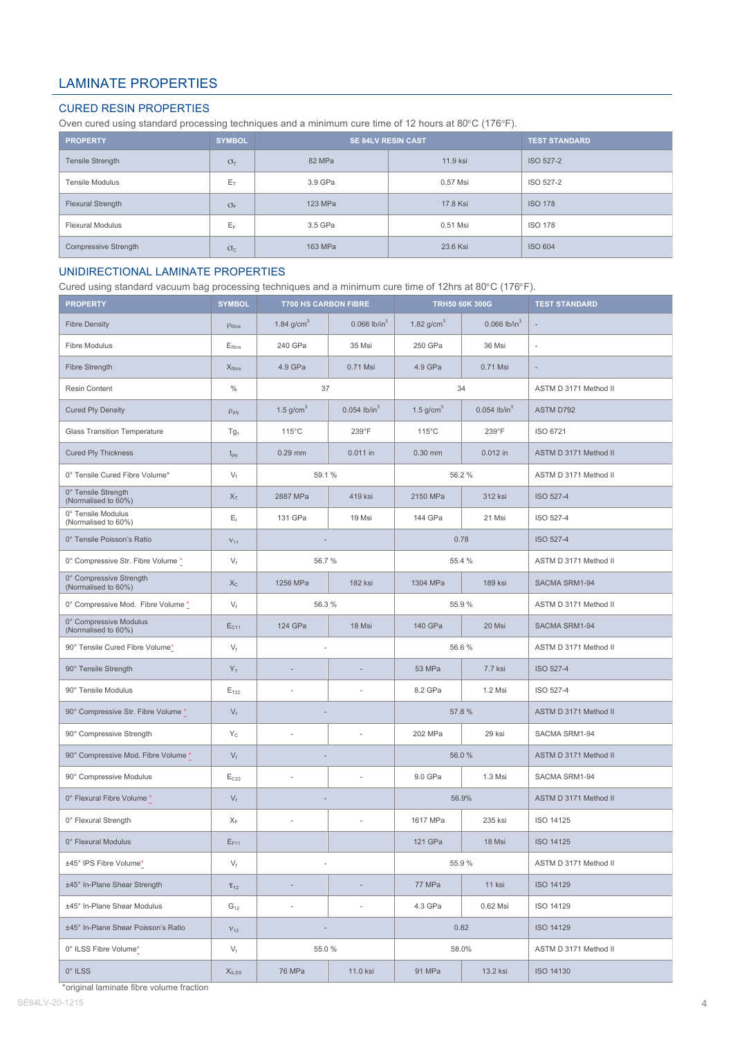# LAMINATE PROPERTIES

## CURED RESIN PROPERTIES

Oven cured using standard processing techniques and a minimum cure time of 12 hours at 80°C (176°F).

| PROPERTY | SYMBOL | SE 84LV RESIN CAST | | TEST STANDARD |
|---|---|---|---|---|
| Tensile Strength | $\sigma_T$ | 82 MPa | 11.9 ksi | ISO 527-2 |
| Tensile Modulus | $E_T$ | 3.9 GPa | 0.57 Msi | ISO 527-2 |
| Flexural Strength | $\sigma_F$ | 123 MPa | 17.8 Ksi | ISO 178 |
| Flexural Modulus | $E_F$ | 3.5 GPa | 0.51 Msi | ISO 178 |
| Compressive Strength | $\sigma_C$ | 163 MPa | 23.6 Ksi | ISO 604 |

## UNIDIRECTIONAL LAMINATE PROPERTIES

Cured using standard vacuum bag processing techniques and a minimum cure time of 12hrs at 80°C (176°F).

| PROPERTY | SYMBOL | T700 HS CARBON FIBRE | | TRH50 60K 300G | | TEST STANDARD |
|---|---|---|---|---|---|---|
| Fibre Density | $\rho_{fibre}$ | 1.84 g/cm$^3$ | 0.066 lb/in$^3$ | 1.82 g/cm$^3$ | 0.066 lb/in$^3$ | - |
| Fibre Modulus | $E_{fibre}$ | 240 GPa | 35 Msi | 250 GPa | 36 Msi | - |
| Fibre Strength | $X_{fibre}$ | 4.9 GPa | 0.71 Msi | 4.9 GPa | 0.71 Msi | - |
| Resin Content | % | 37 | | 34 | | ASTM D 3171 Method II |
| Cured Ply Density | $\rho_{ply}$ | 1.5 g/cm$^3$ | 0.054 lb/in$^3$ | 1.5 g/cm$^3$ | 0.054 lb/in$^3$ | ASTM D792 |
| Glass Transition Temperature | $Tg_1$ | 115°C | 239°F | 115°C | 239°F | ISO 6721 |
| Cured Ply Thickness | $t_{ply}$ | 0.29 mm | 0.011 in | 0.30 mm | 0.012 in | ASTM D 3171 Method II |
| 0° Tensile Cured Fibre Volume* | $V_f$ | 59.1 % | | 56.2 % | | ASTM D 3171 Method II |
| 0° Tensile Strength (Normalised to 60%) | $X_T$ | 2887 MPa | 419 ksi | 2150 MPa | 312 ksi | ISO 527-4 |
| 0° Tensile Modulus (Normalised to 60%) | $E_t$ | 131 GPa | 19 Msi | 144 GPa | 21 Msi | ISO 527-4 |
| 0° Tensile Poisson's Ratio | $\nu_{11}$ | - | | 0.78 | | ISO 527-4 |
| 0° Compressive Str. Fibre Volume * | $V_f$ | 56.7 % | | 55.4 % | | ASTM D 3171 Method II |
| 0° Compressive Strength (Normalised to 60%) | $X_C$ | 1256 MPa | 182 ksi | 1304 MPa | 189 ksi | SACMA SRM1-94 |
| 0° Compressive Mod. Fibre Volume * | $V_f$ | 56.3 % | | 55.9 % | | ASTM D 3171 Method II |
| 0° Compressive Modulus (Normalised to 60%) | $E_{C11}$ | 124 GPa | 18 Msi | 140 GPa | 20 Msi | SACMA SRM1-94 |
| 90° Tensile Cured Fibre Volume* | $V_f$ | - | | 56.6 % | | ASTM D 3171 Method II |
| 90° Tensile Strength | $Y_T$ | - | - | 53 MPa | 7.7 ksi | ISO 527-4 |
| 90° Tensile Modulus | $E_{T22}$ | - | - | 8.2 GPa | 1.2 Msi | ISO 527-4 |
| 90° Compressive Str. Fibre Volume * | $V_f$ | - | | 57.8 % | | ASTM D 3171 Method II |
| 90° Compressive Strength | $Y_C$ | - | - | 202 MPa | 29 ksi | SACMA SRM1-94 |
| 90° Compressive Mod. Fibre Volume * | $V_f$ | - | | 56.0 % | | ASTM D 3171 Method II |
| 90° Compressive Modulus | $E_{C22}$ | - | - | 9.0 GPa | 1.3 Msi | SACMA SRM1-94 |
| 0° Flexural Fibre Volume * | $V_f$ | - | | 56.9% | | ASTM D 3171 Method II |
| 0° Flexural Strength | $X_F$ | - | - | 1617 MPa | 235 ksi | ISO 14125 |
| 0° Flexural Modulus | $E_{F11}$ | | | 121 GPa | 18 Msi | ISO 14125 |
| ±45° IPS Fibre Volume* | $V_f$ | - | | 55.9 % | | ASTM D 3171 Method II |
| ±45° In-Plane Shear Strength | $\tau_{12}$ | - | - | 77 MPa | 11 ksi | ISO 14129 |
| ±45° In-Plane Shear Modulus | $G_{12}$ | - | - | 4.3 GPa | 0.62 Msi | ISO 14129 |
| ±45° In-Plane Shear Poisson's Ratio | $\nu_{12}$ | - | | 0.82 | | ISO 14129 |
| 0° ILSS Fibre Volume* | $V_f$ | 55.0 % | | 58.0% | | ASTM D 3171 Method II |
| 0° ILSS | $X_{ILSS}$ | 76 MPa | 11.0 ksi | 91 MPa | 13.2 ksi | ISO 14130 |

*original laminate fibre volume fraction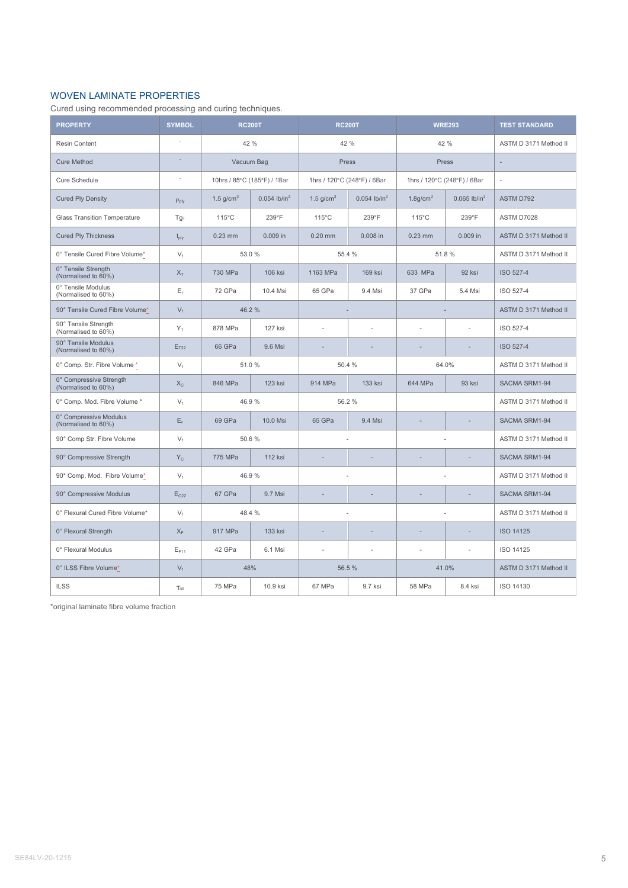## WOVEN LAMINATE PROPERTIES

Cured using recommended processing and curing techniques.

| PROPERTY | SYMBOL | RC200T | | RC200T | | WRE293 | | TEST STANDARD |
|---|---|---|---|---|---|---|---|---|
| Resin Content | - | 42 % | | 42 % | | 42 % | | ASTM D 3171 Method II |
| Cure Method | - | Vacuum Bag | | Press | | Press | | - |
| Cure Schedule | - | 10hrs / 85°C (185°F) / 1Bar | | 1hrs / 120°C (248°F) / 6Bar | | 1hrs / 120°C (248°F) / 6Bar | | - |
| Cured Ply Density | $\rho_{ply}$ | 1.5 g/cm$^3$ | 0.054 lb/in$^3$ | 1.5 g/cm$^3$ | 0.054 lb/in$^3$ | 1.8g/cm$^3$ | 0.065 lb/in$^3$ | ASTM D792 |
| Glass Transition Temperature | $Tg_1$ | 115°C | 239°F | 115°C | 239°F | 115°C | 239°F | ASTM D7028 |
| Cured Ply Thickness | $t_{ply}$ | 0.23 mm | 0.009 in | 0.20 mm | 0.008 in | 0.23 mm | 0.009 in | ASTM D 3171 Method II |
| 0° Tensile Cured Fibre Volume* | $V_f$ | 53.0 % | | 55.4 % | | 51.8 % | | ASTM D 3171 Method II |
| 0° Tensile Strength (Normalised to 60%) | $X_T$ | 730 MPa | 106 ksi | 1163 MPa | 169 ksi | 633 MPa | 92 ksi | ISO 527-4 |
| 0° Tensile Modulus (Normalised to 60%) | $E_t$ | 72 GPa | 10.4 Msi | 65 GPa | 9.4 Msi | 37 GPa | 5.4 Msi | ISO 527-4 |
| 90° Tensile Cured Fibre Volume* | $V_f$ | 46.2 % | | - | | - | | ASTM D 3171 Method II |
| 90° Tensile Strength (Normalised to 60%) | $Y_T$ | 878 MPa | 127 ksi | - | - | - | - | ISO 527-4 |
| 90° Tensile Modulus (Normalised to 60%) | $E_{T22}$ | 66 GPa | 9.6 Msi | - | - | - | - | ISO 527-4 |
| 0° Comp. Str. Fibre Volume * | $V_f$ | 51.0 % | | 50.4 % | | 64.0% | | ASTM D 3171 Method II |
| 0° Compressive Strength (Normalised to 60%) | $X_C$ | 846 MPa | 123 ksi | 914 MPa | 133 ksi | 644 MPa | 93 ksi | SACMA SRM1-94 |
| 0° Comp. Mod. Fibre Volume * | $V_f$ | 46.9 % | | 56.2 % | | | | ASTM D 3171 Method II |
| 0° Compressive Modulus (Normalised to 60%) | $E_c$ | 69 GPa | 10.0 Msi | 65 GPa | 9.4 Msi | - | - | SACMA SRM1-94 |
| 90° Comp Str. Fibre Volume | $V_f$ | 50.6 % | | - | | - | | ASTM D 3171 Method II |
| 90° Compressive Strength | $Y_C$ | 775 MPa | 112 ksi | - | - | - | - | SACMA SRM1-94 |
| 90° Comp. Mod. Fibre Volume* | $V_f$ | 46.9 % | | - | | - | | ASTM D 3171 Method II |
| 90° Compressive Modulus | $E_{C22}$ | 67 GPa | 9.7 Msi | - | - | - | - | SACMA SRM1-94 |
| 0° Flexural Cured Fibre Volume* | $V_f$ | 48.4 % | | - | | - | | ASTM D 3171 Method II |
| 0° Flexural Strength | $X_F$ | 917 MPa | 133 ksi | - | - | - | - | ISO 14125 |
| 0° Flexural Modulus | $E_{F11}$ | 42 GPa | 6.1 Msi | - | - | - | - | ISO 14125 |
| 0° ILSS Fibre Volume* | $V_f$ | 48% | | 56.5 % | | 41.0% | | ASTM D 3171 Method II |
| ILSS | $\tau_M$ | 75 MPa | 10.9 ksi | 67 MPa | 9.7 ksi | 58 MPa | 8.4 ksi | ISO 14130 |

*original laminate fibre volume fraction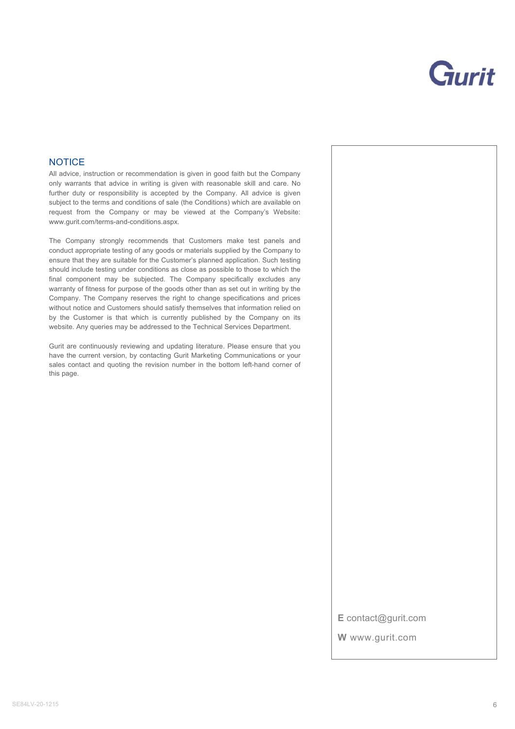## NOTICE

All advice, instruction or recommendation is given in good faith but the Company only warrants that advice in writing is given with reasonable skill and care. No further duty or responsibility is accepted by the Company. All advice is given subject to the terms and conditions of sale (the Conditions) which are available on request from the Company or may be viewed at the Company's Website: www.gurit.com/terms-and-conditions.aspx.

The Company strongly recommends that Customers make test panels and conduct appropriate testing of any goods or materials supplied by the Company to ensure that they are suitable for the Customer's planned application. Such testing should include testing under conditions as close as possible to those to which the final component may be subjected. The Company specifically excludes any warranty of fitness for purpose of the goods other than as set out in writing by the Company. The Company reserves the right to change specifications and prices without notice and Customers should satisfy themselves that information relied on by the Customer is that which is currently published by the Company on its website. Any queries may be addressed to the Technical Services Department.

Gurit are continuously reviewing and updating literature. Please ensure that you have the current version, by contacting Gurit Marketing Communications or your sales contact and quoting the revision number in the bottom left-hand corner of this page.

**E** contact@gurit.com

**W** www.gurit.com

SE84LV-20-1215